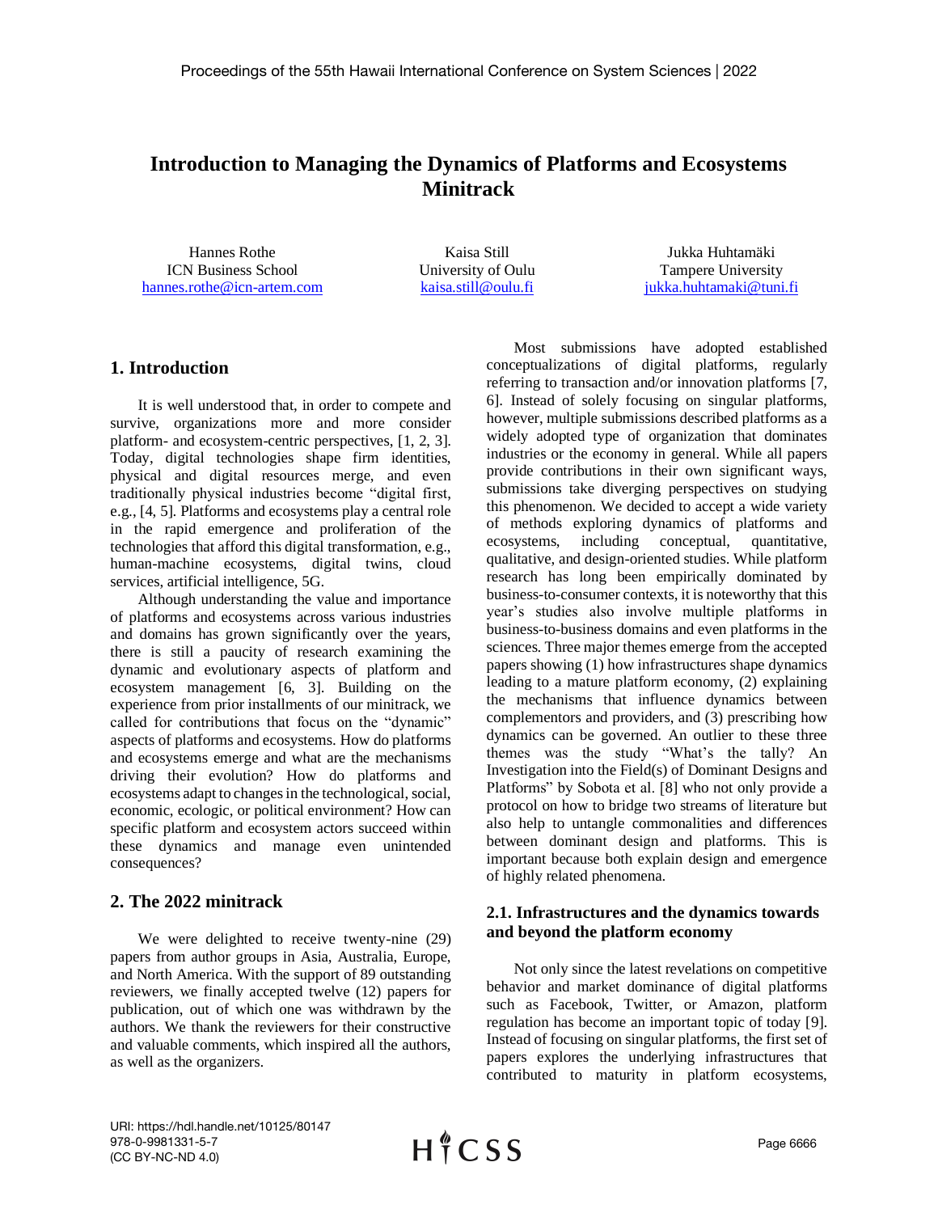# Introduction to Managing the Dynamics of Platforms and Ecosystems Minitrack

Hannes Rothe
ICN Business School
hannes.rothe@icn-artem.com

Kaisa Still
University of Oulu
kaisa.still@oulu.fi

Jukka Huhtamäki
Tampere University
jukka.huhtamaki@tuni.fi

## 1. Introduction

It is well understood that, in order to compete and survive, organizations more and more consider platform- and ecosystem-centric perspectives, [1, 2, 3]. Today, digital technologies shape firm identities, physical and digital resources merge, and even traditionally physical industries become "digital first, e.g., [4, 5]. Platforms and ecosystems play a central role in the rapid emergence and proliferation of the technologies that afford this digital transformation, e.g., human-machine ecosystems, digital twins, cloud services, artificial intelligence, 5G.

Although understanding the value and importance of platforms and ecosystems across various industries and domains has grown significantly over the years, there is still a paucity of research examining the dynamic and evolutionary aspects of platform and ecosystem management [6, 3]. Building on the experience from prior installments of our minitrack, we called for contributions that focus on the "dynamic" aspects of platforms and ecosystems. How do platforms and ecosystems emerge and what are the mechanisms driving their evolution? How do platforms and ecosystems adapt to changes in the technological, social, economic, ecologic, or political environment? How can specific platform and ecosystem actors succeed within these dynamics and manage even unintended consequences?

## 2. The 2022 minitrack

We were delighted to receive twenty-nine (29) papers from author groups in Asia, Australia, Europe, and North America. With the support of 89 outstanding reviewers, we finally accepted twelve (12) papers for publication, out of which one was withdrawn by the authors. We thank the reviewers for their constructive and valuable comments, which inspired all the authors, as well as the organizers.

Most submissions have adopted established conceptualizations of digital platforms, regularly referring to transaction and/or innovation platforms [7, 6]. Instead of solely focusing on singular platforms, however, multiple submissions described platforms as a widely adopted type of organization that dominates industries or the economy in general. While all papers provide contributions in their own significant ways, submissions take diverging perspectives on studying this phenomenon. We decided to accept a wide variety of methods exploring dynamics of platforms and ecosystems, including conceptual, quantitative, qualitative, and design-oriented studies. While platform research has long been empirically dominated by business-to-consumer contexts, it is noteworthy that this year's studies also involve multiple platforms in business-to-business domains and even platforms in the sciences. Three major themes emerge from the accepted papers showing (1) how infrastructures shape dynamics leading to a mature platform economy, (2) explaining the mechanisms that influence dynamics between complementors and providers, and (3) prescribing how dynamics can be governed. An outlier to these three themes was the study "What's the tally? An Investigation into the Field(s) of Dominant Designs and Platforms" by Sobota et al. [8] who not only provide a protocol on how to bridge two streams of literature but also help to untangle commonalities and differences between dominant design and platforms. This is important because both explain design and emergence of highly related phenomena.

### 2.1. Infrastructures and the dynamics towards and beyond the platform economy

Not only since the latest revelations on competitive behavior and market dominance of digital platforms such as Facebook, Twitter, or Amazon, platform regulation has become an important topic of today [9]. Instead of focusing on singular platforms, the first set of papers explores the underlying infrastructures that contributed to maturity in platform ecosystems,

URI: https://hdl.handle.net/10125/80147
978-0-9981331-5-7
(CC BY-NC-ND 4.0)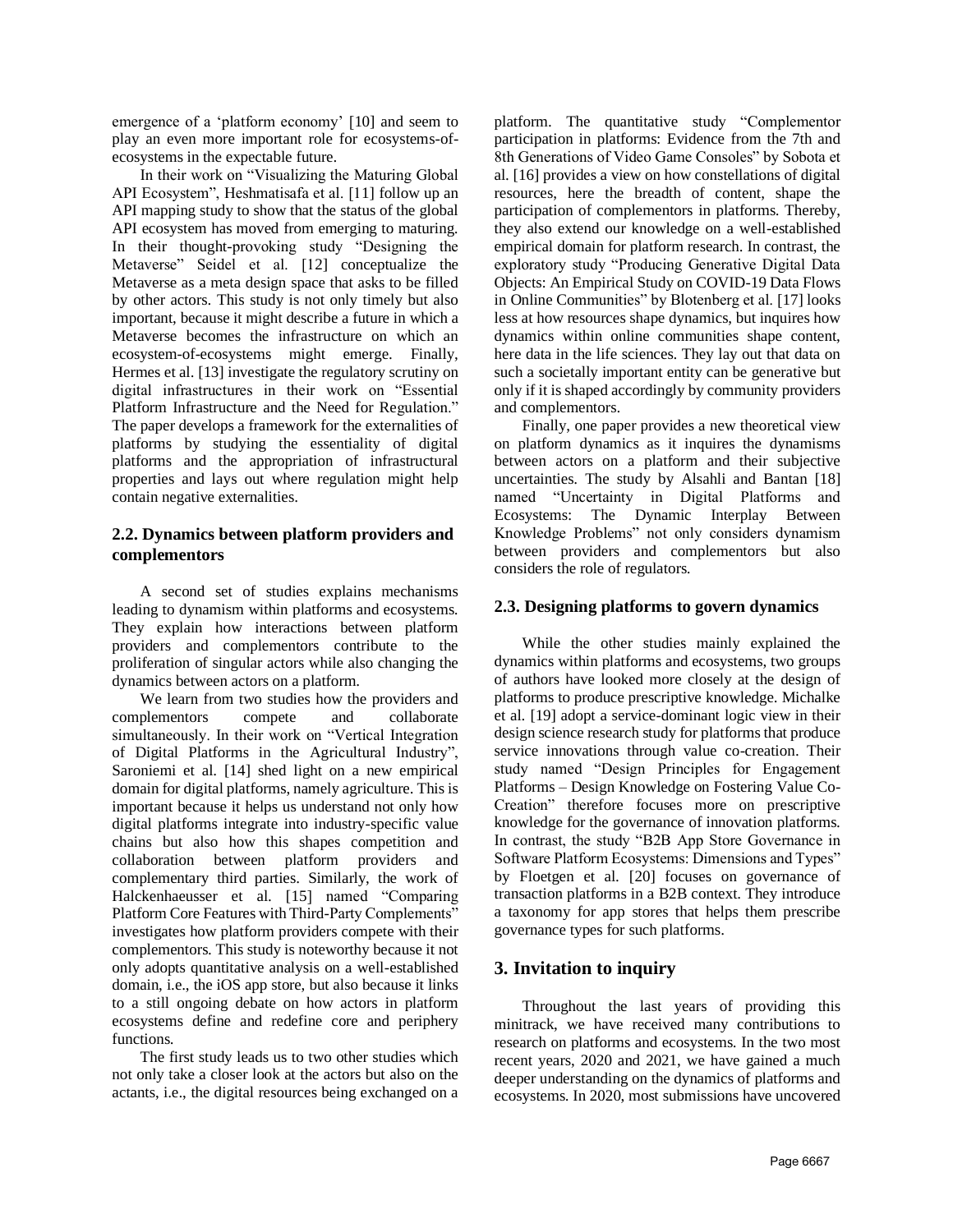emergence of a 'platform economy' [10] and seem to play an even more important role for ecosystems-of-ecosystems in the expectable future.

In their work on "Visualizing the Maturing Global API Ecosystem", Heshmatisafa et al. [11] follow up an API mapping study to show that the status of the global API ecosystem has moved from emerging to maturing. In their thought-provoking study "Designing the Metaverse" Seidel et al. [12] conceptualize the Metaverse as a meta design space that asks to be filled by other actors. This study is not only timely but also important, because it might describe a future in which a Metaverse becomes the infrastructure on which an ecosystem-of-ecosystems might emerge. Finally, Hermes et al. [13] investigate the regulatory scrutiny on digital infrastructures in their work on "Essential Platform Infrastructure and the Need for Regulation." The paper develops a framework for the externalities of platforms by studying the essentiality of digital platforms and the appropriation of infrastructural properties and lays out where regulation might help contain negative externalities.

### 2.2. Dynamics between platform providers and complementors

A second set of studies explains mechanisms leading to dynamism within platforms and ecosystems. They explain how interactions between platform providers and complementors contribute to the proliferation of singular actors while also changing the dynamics between actors on a platform.

We learn from two studies how the providers and complementors compete and collaborate simultaneously. In their work on "Vertical Integration of Digital Platforms in the Agricultural Industry", Saroniemi et al. [14] shed light on a new empirical domain for digital platforms, namely agriculture. This is important because it helps us understand not only how digital platforms integrate into industry-specific value chains but also how this shapes competition and collaboration between platform providers and complementary third parties. Similarly, the work of Halckenhaeusser et al. [15] named "Comparing Platform Core Features with Third-Party Complements" investigates how platform providers compete with their complementors. This study is noteworthy because it not only adopts quantitative analysis on a well-established domain, i.e., the iOS app store, but also because it links to a still ongoing debate on how actors in platform ecosystems define and redefine core and periphery functions.

The first study leads us to two other studies which not only take a closer look at the actors but also on the actants, i.e., the digital resources being exchanged on a platform. The quantitative study "Complementor participation in platforms: Evidence from the 7th and 8th Generations of Video Game Consoles" by Sobota et al. [16] provides a view on how constellations of digital resources, here the breadth of content, shape the participation of complementors in platforms. Thereby, they also extend our knowledge on a well-established empirical domain for platform research. In contrast, the exploratory study "Producing Generative Digital Data Objects: An Empirical Study on COVID-19 Data Flows in Online Communities" by Blotenberg et al. [17] looks less at how resources shape dynamics, but inquires how dynamics within online communities shape content, here data in the life sciences. They lay out that data on such a societally important entity can be generative but only if it is shaped accordingly by community providers and complementors.

Finally, one paper provides a new theoretical view on platform dynamics as it inquires the dynamisms between actors on a platform and their subjective uncertainties. The study by Alsahli and Bantan [18] named "Uncertainty in Digital Platforms and Ecosystems: The Dynamic Interplay Between Knowledge Problems" not only considers dynamism between providers and complementors but also considers the role of regulators.

### 2.3. Designing platforms to govern dynamics

While the other studies mainly explained the dynamics within platforms and ecosystems, two groups of authors have looked more closely at the design of platforms to produce prescriptive knowledge. Michalke et al. [19] adopt a service-dominant logic view in their design science research study for platforms that produce service innovations through value co-creation. Their study named "Design Principles for Engagement Platforms – Design Knowledge on Fostering Value Co-Creation" therefore focuses more on prescriptive knowledge for the governance of innovation platforms. In contrast, the study "B2B App Store Governance in Software Platform Ecosystems: Dimensions and Types" by Floetgen et al. [20] focuses on governance of transaction platforms in a B2B context. They introduce a taxonomy for app stores that helps them prescribe governance types for such platforms.

## 3. Invitation to inquiry

Throughout the last years of providing this minitrack, we have received many contributions to research on platforms and ecosystems. In the two most recent years, 2020 and 2021, we have gained a much deeper understanding on the dynamics of platforms and ecosystems. In 2020, most submissions have uncovered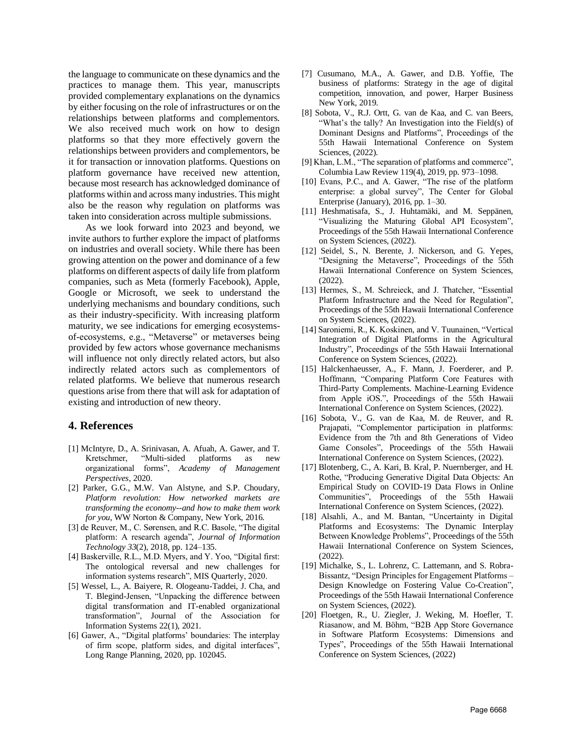the language to communicate on these dynamics and the practices to manage them. This year, manuscripts provided complementary explanations on the dynamics by either focusing on the role of infrastructures or on the relationships between platforms and complementors. We also received much work on how to design platforms so that they more effectively govern the relationships between providers and complementors, be it for transaction or innovation platforms. Questions on platform governance have received new attention, because most research has acknowledged dominance of platforms within and across many industries. This might also be the reason why regulation on platforms was taken into consideration across multiple submissions.

As we look forward into 2023 and beyond, we invite authors to further explore the impact of platforms on industries and overall society. While there has been growing attention on the power and dominance of a few platforms on different aspects of daily life from platform companies, such as Meta (formerly Facebook), Apple, Google or Microsoft, we seek to understand the underlying mechanisms and boundary conditions, such as their industry-specificity. With increasing platform maturity, we see indications for emerging ecosystems-of-ecosystems, e.g., "Metaverse" or metaverses being provided by few actors whose governance mechanisms will influence not only directly related actors, but also indirectly related actors such as complementors of related platforms. We believe that numerous research questions arise from there that will ask for adaptation of existing and introduction of new theory.

## 4. References

[1] McIntyre, D., A. Srinivasan, A. Afuah, A. Gawer, and T. Kretschmer, "Multi-sided platforms as new organizational forms", *Academy of Management Perspectives*, 2020.

[2] Parker, G.G., M.W. Van Alstyne, and S.P. Choudary, *Platform revolution: How networked markets are transforming the economy--and how to make them work for you*, WW Norton & Company, New York, 2016.

[3] de Reuver, M., C. Sørensen, and R.C. Basole, "The digital platform: A research agenda", *Journal of Information Technology 33*(2), 2018, pp. 124–135.

[4] Baskerville, R.L., M.D. Myers, and Y. Yoo, "Digital first: The ontological reversal and new challenges for information systems research", MIS Quarterly, 2020.

[5] Wessel, L., A. Baiyere, R. Ologeanu-Taddei, J. Cha, and T. Blegind-Jensen, "Unpacking the difference between digital transformation and IT-enabled organizational transformation", Journal of the Association for Information Systems 22(1), 2021.

[6] Gawer, A., "Digital platforms' boundaries: The interplay of firm scope, platform sides, and digital interfaces", Long Range Planning, 2020, pp. 102045.

[7] Cusumano, M.A., A. Gawer, and D.B. Yoffie, The business of platforms: Strategy in the age of digital competition, innovation, and power, Harper Business New York, 2019.

[8] Sobota, V., R.J. Ortt, G. van de Kaa, and C. van Beers, "What's the tally? An Investigation into the Field(s) of Dominant Designs and Platforms", Proceedings of the 55th Hawaii International Conference on System Sciences, (2022).

[9] Khan, L.M., "The separation of platforms and commerce", Columbia Law Review 119(4), 2019, pp. 973–1098.

[10] Evans, P.C., and A. Gawer, "The rise of the platform enterprise: a global survey", The Center for Global Enterprise (January), 2016, pp. 1–30.

[11] Heshmatisafa, S., J. Huhtamäki, and M. Seppänen, "Visualizing the Maturing Global API Ecosystem", Proceedings of the 55th Hawaii International Conference on System Sciences, (2022).

[12] Seidel, S., N. Berente, J. Nickerson, and G. Yepes, "Designing the Metaverse", Proceedings of the 55th Hawaii International Conference on System Sciences, (2022).

[13] Hermes, S., M. Schreieck, and J. Thatcher, "Essential Platform Infrastructure and the Need for Regulation", Proceedings of the 55th Hawaii International Conference on System Sciences, (2022).

[14] Saroniemi, R., K. Koskinen, and V. Tuunainen, "Vertical Integration of Digital Platforms in the Agricultural Industry", Proceedings of the 55th Hawaii International Conference on System Sciences, (2022).

[15] Halckenhaeusser, A., F. Mann, J. Foerderer, and P. Hoffmann, "Comparing Platform Core Features with Third-Party Complements. Machine-Learning Evidence from Apple iOS.", Proceedings of the 55th Hawaii International Conference on System Sciences, (2022).

[16] Sobota, V., G. van de Kaa, M. de Reuver, and R. Prajapati, "Complementor participation in platforms: Evidence from the 7th and 8th Generations of Video Game Consoles", Proceedings of the 55th Hawaii International Conference on System Sciences, (2022).

[17] Blotenberg, C., A. Kari, B. Kral, P. Nuernberger, and H. Rothe, "Producing Generative Digital Data Objects: An Empirical Study on COVID-19 Data Flows in Online Communities", Proceedings of the 55th Hawaii International Conference on System Sciences, (2022).

[18] Alsahli, A., and M. Bantan, "Uncertainty in Digital Platforms and Ecosystems: The Dynamic Interplay Between Knowledge Problems", Proceedings of the 55th Hawaii International Conference on System Sciences, (2022).

[19] Michalke, S., L. Lohrenz, C. Lattemann, and S. Robra-Bissantz, "Design Principles for Engagement Platforms – Design Knowledge on Fostering Value Co-Creation", Proceedings of the 55th Hawaii International Conference on System Sciences, (2022).

[20] Floetgen, R., U. Ziegler, J. Weking, M. Hoefler, T. Riasanow, and M. Böhm, "B2B App Store Governance in Software Platform Ecosystems: Dimensions and Types", Proceedings of the 55th Hawaii International Conference on System Sciences, (2022)